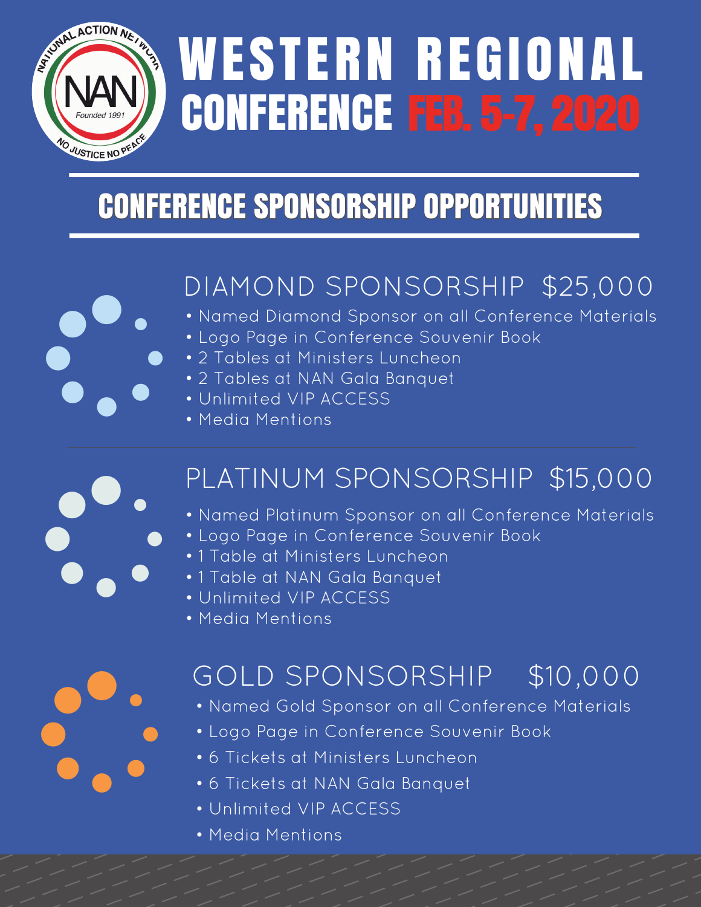NATIONAL ACTION NETWORK
NAN
Founded 1991
NO JUSTICE NO PEACE

# WESTERN REGIONAL CONFERENCE FEB. 5-7, 2020

## CONFERENCE SPONSORSHIP OPPORTUNITIES

### DIAMOND SPONSORSHIP $25,000

- Named Diamond Sponsor on all Conference Materials
- Logo Page in Conference Souvenir Book
- 2 Tables at Ministers Luncheon
- 2 Tables at NAN Gala Banquet
- Unlimited VIP ACCESS
- Media Mentions

### PLATINUM SPONSORSHIP $15,000

- Named Platinum Sponsor on all Conference Materials
- Logo Page in Conference Souvenir Book
- 1 Table at Ministers Luncheon
- 1 Table at NAN Gala Banquet
- Unlimited VIP ACCESS
- Media Mentions

### GOLD SPONSORSHIP $10,000

- Named Gold Sponsor on all Conference Materials
- Logo Page in Conference Souvenir Book
- 6 Tickets at Ministers Luncheon
- 6 Tickets at NAN Gala Banquet
- Unlimited VIP ACCESS
- Media Mentions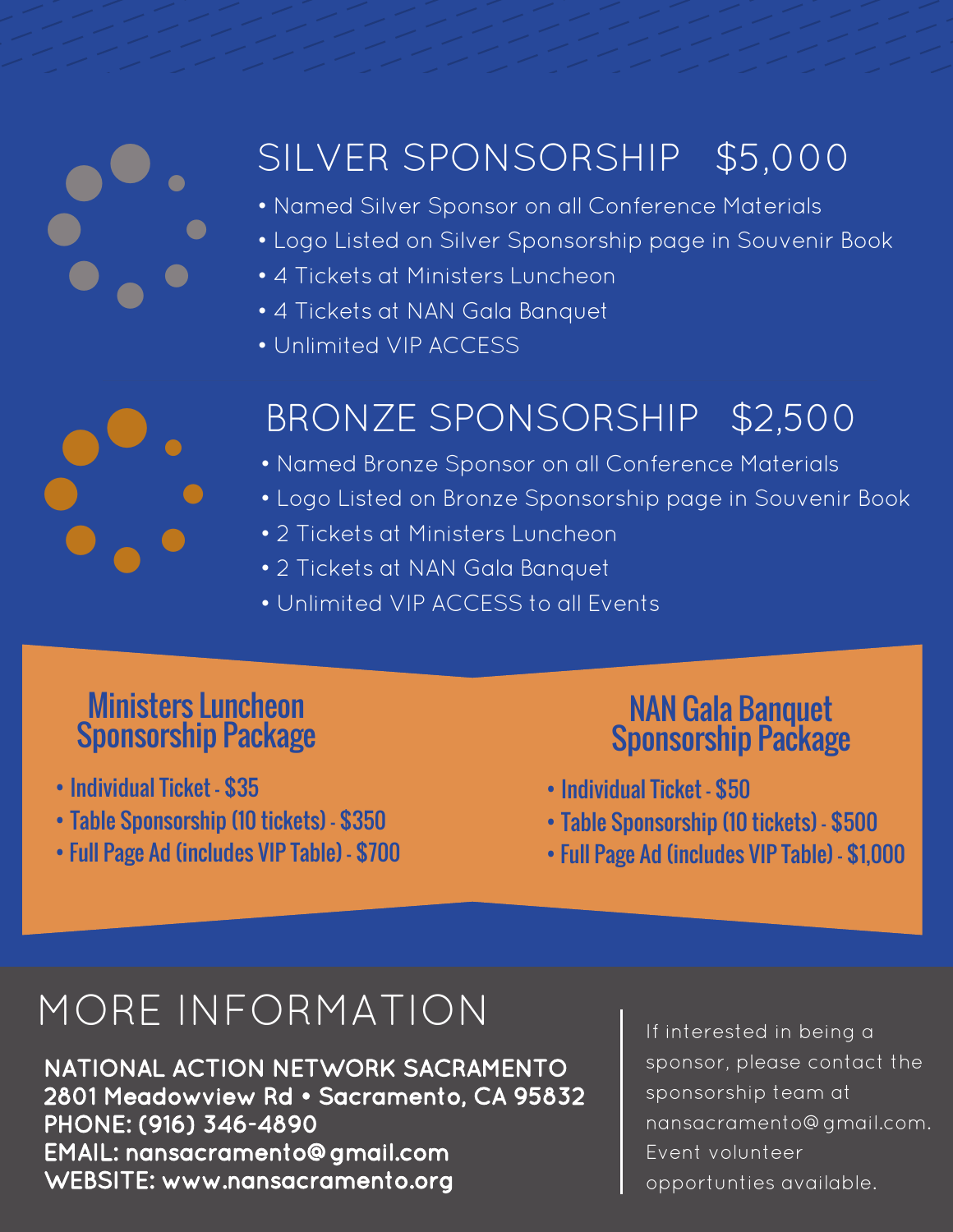## SILVER SPONSORSHIP $5,000

- Named Silver Sponsor on all Conference Materials
- Logo Listed on Silver Sponsorship page in Souvenir Book
- 4 Tickets at Ministers Luncheon
- 4 Tickets at NAN Gala Banquet
- Unlimited VIP ACCESS

## BRONZE SPONSORSHIP $2,500

- Named Bronze Sponsor on all Conference Materials
- Logo Listed on Bronze Sponsorship page in Souvenir Book
- 2 Tickets at Ministers Luncheon
- 2 Tickets at NAN Gala Banquet
- Unlimited VIP ACCESS to all Events

### Ministers Luncheon Sponsorship Package

- Individual Ticket - $35
- Table Sponsorship (10 tickets) - $350
- Full Page Ad (includes VIP Table) - $700

### NAN Gala Banquet Sponsorship Package

- Individual Ticket - $50
- Table Sponsorship (10 tickets) - $500
- Full Page Ad (includes VIP Table) - $1,000

## MORE INFORMATION

**NATIONAL ACTION NETWORK SACRAMENTO**
**2801 Meadowview Rd • Sacramento, CA 95832**
**PHONE: (916) 346-4890**
**EMAIL: nansacramento@gmail.com**
**WEBSITE: www.nansacramento.org**

If interested in being a sponsor, please contact the sponsorship team at nansacramento@gmail.com. Event volunteer opportunties available.